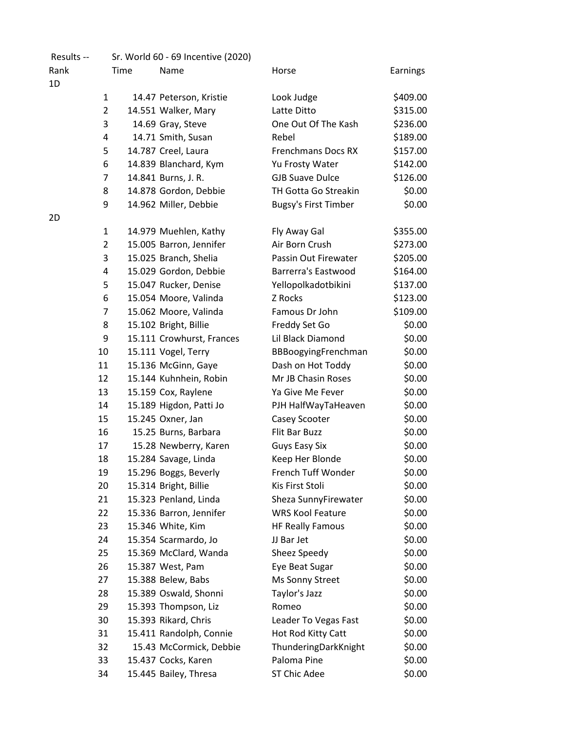Results -- Sr. World 60 - 69 Incentive (2020)

| Rank | | Time | Name | Horse | Earnings |
|---|---|---|---|---|---|
| 1D | | | | | |
| | 1 | 14.47 | Peterson, Kristie | Look Judge | $409.00 |
| | 2 | 14.551 | Walker, Mary | Latte Ditto | $315.00 |
| | 3 | 14.69 | Gray, Steve | One Out Of The Kash | $236.00 |
| | 4 | 14.71 | Smith, Susan | Rebel | $189.00 |
| | 5 | 14.787 | Creel, Laura | Frenchmans Docs RX | $157.00 |
| | 6 | 14.839 | Blanchard, Kym | Yu Frosty Water | $142.00 |
| | 7 | 14.841 | Burns, J. R. | GJB Suave Dulce | $126.00 |
| | 8 | 14.878 | Gordon, Debbie | TH Gotta Go Streakin | $0.00 |
| | 9 | 14.962 | Miller, Debbie | Bugsy's First Timber | $0.00 |
| 2D | | | | | |
| | 1 | 14.979 | Muehlen, Kathy | Fly Away Gal | $355.00 |
| | 2 | 15.005 | Barron, Jennifer | Air Born Crush | $273.00 |
| | 3 | 15.025 | Branch, Shelia | Passin Out Firewater | $205.00 |
| | 4 | 15.029 | Gordon, Debbie | Barrerra's Eastwood | $164.00 |
| | 5 | 15.047 | Rucker, Denise | Yellopolkadotbikini | $137.00 |
| | 6 | 15.054 | Moore, Valinda | Z Rocks | $123.00 |
| | 7 | 15.062 | Moore, Valinda | Famous Dr John | $109.00 |
| | 8 | 15.102 | Bright, Billie | Freddy Set Go | $0.00 |
| | 9 | 15.111 | Crowhurst, Frances | Lil Black Diamond | $0.00 |
| | 10 | 15.111 | Vogel, Terry | BBBoogyingFrenchman | $0.00 |
| | 11 | 15.136 | McGinn, Gaye | Dash on Hot Toddy | $0.00 |
| | 12 | 15.144 | Kuhnhein, Robin | Mr JB Chasin Roses | $0.00 |
| | 13 | 15.159 | Cox, Raylene | Ya Give Me Fever | $0.00 |
| | 14 | 15.189 | Higdon, Patti Jo | PJH HalfWayTaHeaven | $0.00 |
| | 15 | 15.245 | Oxner, Jan | Casey Scooter | $0.00 |
| | 16 | 15.25 | Burns, Barbara | Flit Bar Buzz | $0.00 |
| | 17 | 15.28 | Newberry, Karen | Guys Easy Six | $0.00 |
| | 18 | 15.284 | Savage, Linda | Keep Her Blonde | $0.00 |
| | 19 | 15.296 | Boggs, Beverly | French Tuff Wonder | $0.00 |
| | 20 | 15.314 | Bright, Billie | Kis First Stoli | $0.00 |
| | 21 | 15.323 | Penland, Linda | Sheza SunnyFirewater | $0.00 |
| | 22 | 15.336 | Barron, Jennifer | WRS Kool Feature | $0.00 |
| | 23 | 15.346 | White, Kim | HF Really Famous | $0.00 |
| | 24 | 15.354 | Scarmardo, Jo | JJ Bar Jet | $0.00 |
| | 25 | 15.369 | McClard, Wanda | Sheez Speedy | $0.00 |
| | 26 | 15.387 | West, Pam | Eye Beat Sugar | $0.00 |
| | 27 | 15.388 | Belew, Babs | Ms Sonny Street | $0.00 |
| | 28 | 15.389 | Oswald, Shonni | Taylor's Jazz | $0.00 |
| | 29 | 15.393 | Thompson, Liz | Romeo | $0.00 |
| | 30 | 15.393 | Rikard, Chris | Leader To Vegas Fast | $0.00 |
| | 31 | 15.411 | Randolph, Connie | Hot Rod Kitty Catt | $0.00 |
| | 32 | 15.43 | McCormick, Debbie | ThunderingDarkKnight | $0.00 |
| | 33 | 15.437 | Cocks, Karen | Paloma Pine | $0.00 |
| | 34 | 15.445 | Bailey, Thresa | ST Chic Adee | $0.00 |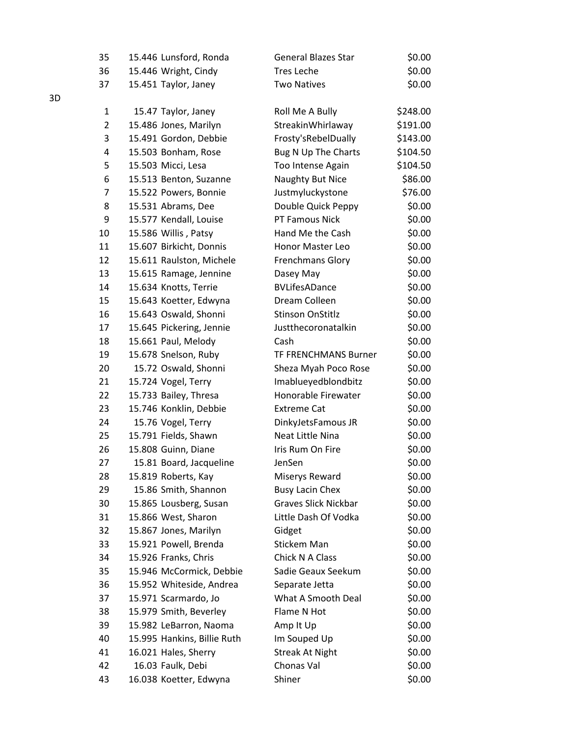| | Place | Time | Rider | Horse | Payout |
|---|---|---|---|---|---|
| | 35 | 15.446 | Lunsford, Ronda | General Blazes Star | $0.00 |
| | 36 | 15.446 | Wright, Cindy | Tres Leche | $0.00 |
| | 37 | 15.451 | Taylor, Janey | Two Natives | $0.00 |
| 3D | | | | | |
| | 1 | 15.47 | Taylor, Janey | Roll Me A Bully | $248.00 |
| | 2 | 15.486 | Jones, Marilyn | StreakinWhirlaway | $191.00 |
| | 3 | 15.491 | Gordon, Debbie | Frosty'sRebelDually | $143.00 |
| | 4 | 15.503 | Bonham, Rose | Bug N Up The Charts | $104.50 |
| | 5 | 15.503 | Micci, Lesa | Too Intense Again | $104.50 |
| | 6 | 15.513 | Benton, Suzanne | Naughty But Nice | $86.00 |
| | 7 | 15.522 | Powers, Bonnie | Justmyluckystone | $76.00 |
| | 8 | 15.531 | Abrams, Dee | Double Quick Peppy | $0.00 |
| | 9 | 15.577 | Kendall, Louise | PT Famous Nick | $0.00 |
| | 10 | 15.586 | Willis , Patsy | Hand Me the Cash | $0.00 |
| | 11 | 15.607 | Birkicht, Donnis | Honor Master Leo | $0.00 |
| | 12 | 15.611 | Raulston, Michele | Frenchmans Glory | $0.00 |
| | 13 | 15.615 | Ramage, Jennine | Dasey May | $0.00 |
| | 14 | 15.634 | Knotts, Terrie | BVLifesADance | $0.00 |
| | 15 | 15.643 | Koetter, Edwyna | Dream Colleen | $0.00 |
| | 16 | 15.643 | Oswald, Shonni | Stinson OnStitlz | $0.00 |
| | 17 | 15.645 | Pickering, Jennie | Justthecoronatalkin | $0.00 |
| | 18 | 15.661 | Paul, Melody | Cash | $0.00 |
| | 19 | 15.678 | Snelson, Ruby | TF FRENCHMANS Burner | $0.00 |
| | 20 | 15.72 | Oswald, Shonni | Sheza Myah Poco Rose | $0.00 |
| | 21 | 15.724 | Vogel, Terry | Imablueyedblondbitz | $0.00 |
| | 22 | 15.733 | Bailey, Thresa | Honorable Firewater | $0.00 |
| | 23 | 15.746 | Konklin, Debbie | Extreme Cat | $0.00 |
| | 24 | 15.76 | Vogel, Terry | DinkyJetsFamous JR | $0.00 |
| | 25 | 15.791 | Fields, Shawn | Neat Little Nina | $0.00 |
| | 26 | 15.808 | Guinn, Diane | Iris Rum On Fire | $0.00 |
| | 27 | 15.81 | Board, Jacqueline | JenSen | $0.00 |
| | 28 | 15.819 | Roberts, Kay | Miserys Reward | $0.00 |
| | 29 | 15.86 | Smith, Shannon | Busy Lacin Chex | $0.00 |
| | 30 | 15.865 | Lousberg, Susan | Graves Slick Nickbar | $0.00 |
| | 31 | 15.866 | West, Sharon | Little Dash Of Vodka | $0.00 |
| | 32 | 15.867 | Jones, Marilyn | Gidget | $0.00 |
| | 33 | 15.921 | Powell, Brenda | Stickem Man | $0.00 |
| | 34 | 15.926 | Franks, Chris | Chick N A Class | $0.00 |
| | 35 | 15.946 | McCormick, Debbie | Sadie Geaux Seekum | $0.00 |
| | 36 | 15.952 | Whiteside, Andrea | Separate Jetta | $0.00 |
| | 37 | 15.971 | Scarmardo, Jo | What A Smooth Deal | $0.00 |
| | 38 | 15.979 | Smith, Beverley | Flame N Hot | $0.00 |
| | 39 | 15.982 | LeBarron, Naoma | Amp It Up | $0.00 |
| | 40 | 15.995 | Hankins, Billie Ruth | Im Souped Up | $0.00 |
| | 41 | 16.021 | Hales, Sherry | Streak At Night | $0.00 |
| | 42 | 16.03 | Faulk, Debi | Chonas Val | $0.00 |
| | 43 | 16.038 | Koetter, Edwyna | Shiner | $0.00 |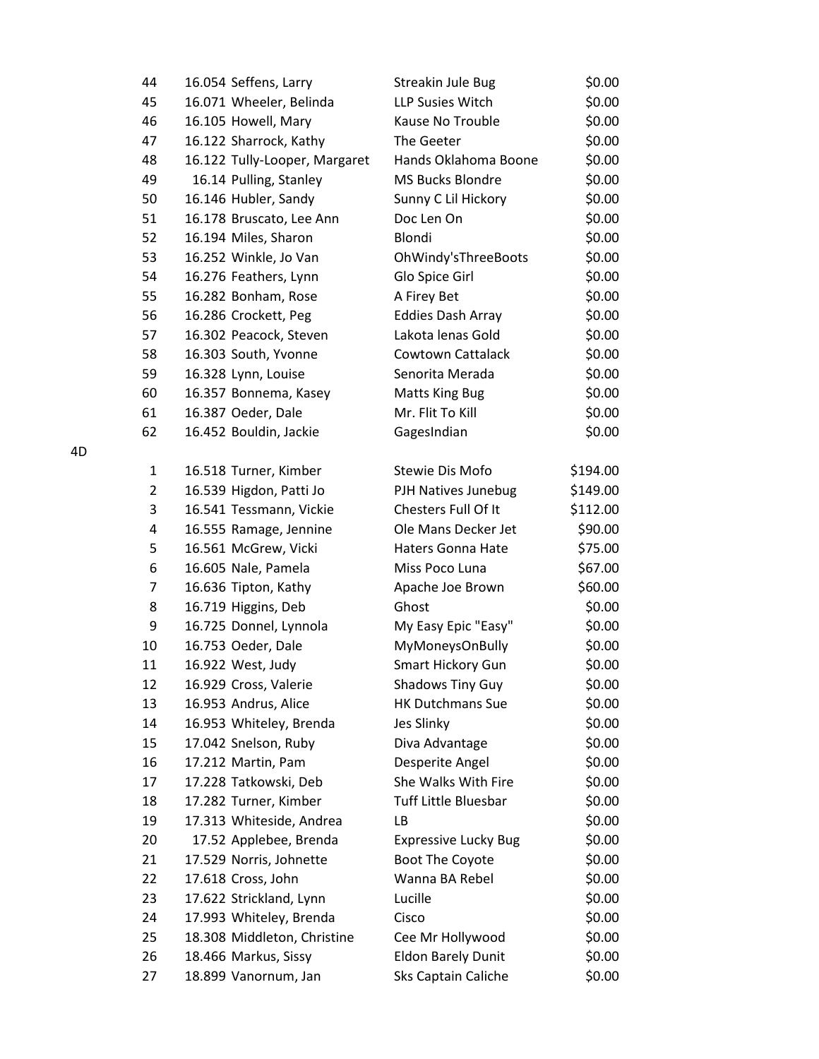| | Place | Time | Rider | Horse | Payout |
|---|---|---|---|---|---|
| | 44 | 16.054 | Seffens, Larry | Streakin Jule Bug | $0.00 |
| | 45 | 16.071 | Wheeler, Belinda | LLP Susies Witch | $0.00 |
| | 46 | 16.105 | Howell, Mary | Kause No Trouble | $0.00 |
| | 47 | 16.122 | Sharrock, Kathy | The Geeter | $0.00 |
| | 48 | 16.122 | Tully-Looper, Margaret | Hands Oklahoma Boone | $0.00 |
| | 49 | 16.14 | Pulling, Stanley | MS Bucks Blondre | $0.00 |
| | 50 | 16.146 | Hubler, Sandy | Sunny C Lil Hickory | $0.00 |
| | 51 | 16.178 | Bruscato, Lee Ann | Doc Len On | $0.00 |
| | 52 | 16.194 | Miles, Sharon | Blondi | $0.00 |
| | 53 | 16.252 | Winkle, Jo Van | OhWindy'sThreeBoots | $0.00 |
| | 54 | 16.276 | Feathers, Lynn | Glo Spice Girl | $0.00 |
| | 55 | 16.282 | Bonham, Rose | A Firey Bet | $0.00 |
| | 56 | 16.286 | Crockett, Peg | Eddies Dash Array | $0.00 |
| | 57 | 16.302 | Peacock, Steven | Lakota lenas Gold | $0.00 |
| | 58 | 16.303 | South, Yvonne | Cowtown Cattalack | $0.00 |
| | 59 | 16.328 | Lynn, Louise | Senorita Merada | $0.00 |
| | 60 | 16.357 | Bonnema, Kasey | Matts King Bug | $0.00 |
| | 61 | 16.387 | Oeder, Dale | Mr. Flit To Kill | $0.00 |
| | 62 | 16.452 | Bouldin, Jackie | GagesIndian | $0.00 |
| 4D | | | | | |
| | 1 | 16.518 | Turner, Kimber | Stewie Dis Mofo | $194.00 |
| | 2 | 16.539 | Higdon, Patti Jo | PJH Natives Junebug | $149.00 |
| | 3 | 16.541 | Tessmann, Vickie | Chesters Full Of It | $112.00 |
| | 4 | 16.555 | Ramage, Jennine | Ole Mans Decker Jet | $90.00 |
| | 5 | 16.561 | McGrew, Vicki | Haters Gonna Hate | $75.00 |
| | 6 | 16.605 | Nale, Pamela | Miss Poco Luna | $67.00 |
| | 7 | 16.636 | Tipton, Kathy | Apache Joe Brown | $60.00 |
| | 8 | 16.719 | Higgins, Deb | Ghost | $0.00 |
| | 9 | 16.725 | Donnel, Lynnola | My Easy Epic "Easy" | $0.00 |
| | 10 | 16.753 | Oeder, Dale | MyMoneysOnBully | $0.00 |
| | 11 | 16.922 | West, Judy | Smart Hickory Gun | $0.00 |
| | 12 | 16.929 | Cross, Valerie | Shadows Tiny Guy | $0.00 |
| | 13 | 16.953 | Andrus, Alice | HK Dutchmans Sue | $0.00 |
| | 14 | 16.953 | Whiteley, Brenda | Jes Slinky | $0.00 |
| | 15 | 17.042 | Snelson, Ruby | Diva Advantage | $0.00 |
| | 16 | 17.212 | Martin, Pam | Desperite Angel | $0.00 |
| | 17 | 17.228 | Tatkowski, Deb | She Walks With Fire | $0.00 |
| | 18 | 17.282 | Turner, Kimber | Tuff Little Bluesbar | $0.00 |
| | 19 | 17.313 | Whiteside, Andrea | LB | $0.00 |
| | 20 | 17.52 | Applebee, Brenda | Expressive Lucky Bug | $0.00 |
| | 21 | 17.529 | Norris, Johnette | Boot The Coyote | $0.00 |
| | 22 | 17.618 | Cross, John | Wanna BA Rebel | $0.00 |
| | 23 | 17.622 | Strickland, Lynn | Lucille | $0.00 |
| | 24 | 17.993 | Whiteley, Brenda | Cisco | $0.00 |
| | 25 | 18.308 | Middleton, Christine | Cee Mr Hollywood | $0.00 |
| | 26 | 18.466 | Markus, Sissy | Eldon Barely Dunit | $0.00 |
| | 27 | 18.899 | Vanornum, Jan | Sks Captain Caliche | $0.00 |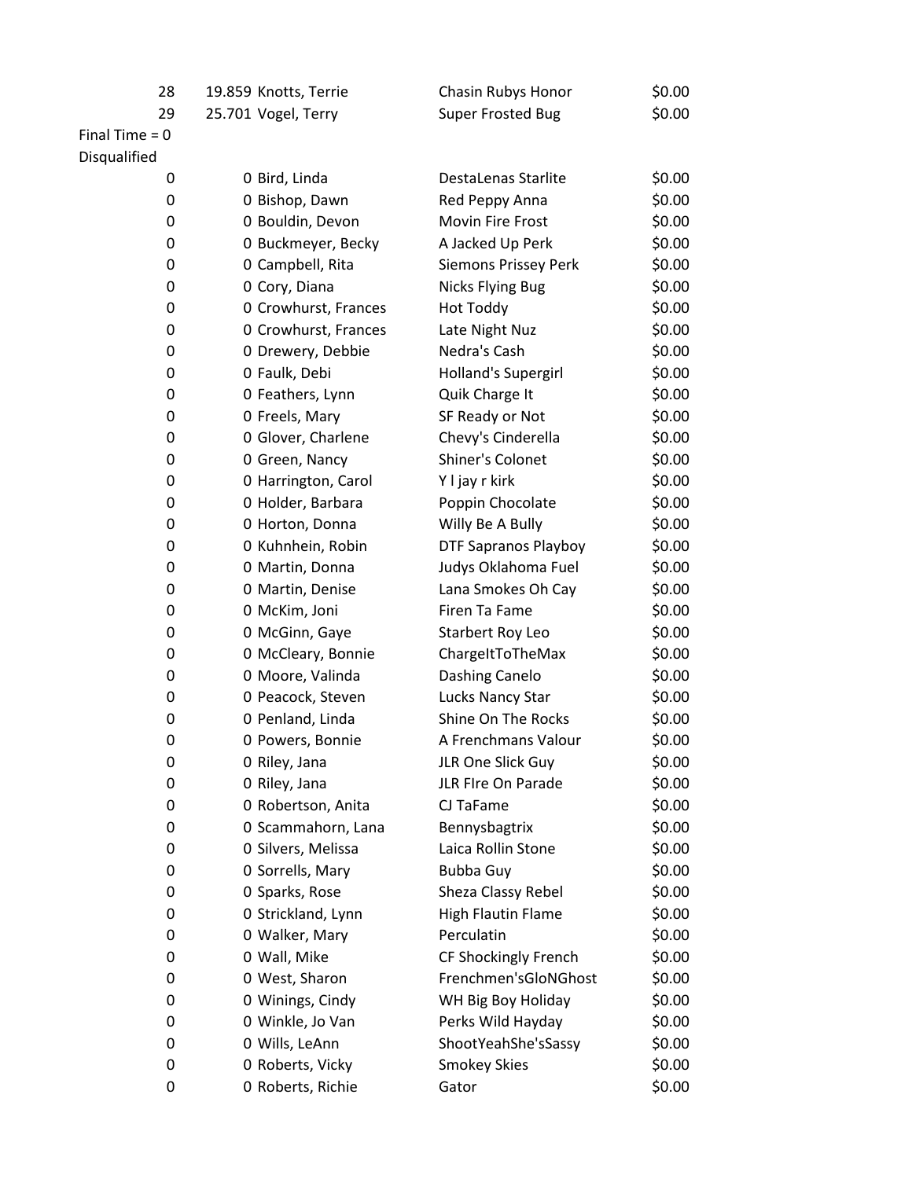| | | | | |
|---|---|---|---|---|
| 28 | 19.859 | Knotts, Terrie | Chasin Rubys Honor | $0.00 |
| 29 | 25.701 | Vogel, Terry | Super Frosted Bug | $0.00 |
| Final Time = 0 | | | | |
| Disqualified | | | | |
| 0 | 0 | Bird, Linda | DestaLenas Starlite | $0.00 |
| 0 | 0 | Bishop, Dawn | Red Peppy Anna | $0.00 |
| 0 | 0 | Bouldin, Devon | Movin Fire Frost | $0.00 |
| 0 | 0 | Buckmeyer, Becky | A Jacked Up Perk | $0.00 |
| 0 | 0 | Campbell, Rita | Siemons Prissey Perk | $0.00 |
| 0 | 0 | Cory, Diana | Nicks Flying Bug | $0.00 |
| 0 | 0 | Crowhurst, Frances | Hot Toddy | $0.00 |
| 0 | 0 | Crowhurst, Frances | Late Night Nuz | $0.00 |
| 0 | 0 | Drewery, Debbie | Nedra's Cash | $0.00 |
| 0 | 0 | Faulk, Debi | Holland's Supergirl | $0.00 |
| 0 | 0 | Feathers, Lynn | Quik Charge It | $0.00 |
| 0 | 0 | Freels, Mary | SF Ready or Not | $0.00 |
| 0 | 0 | Glover, Charlene | Chevy's Cinderella | $0.00 |
| 0 | 0 | Green, Nancy | Shiner's Colonet | $0.00 |
| 0 | 0 | Harrington, Carol | Y l jay r kirk | $0.00 |
| 0 | 0 | Holder, Barbara | Poppin Chocolate | $0.00 |
| 0 | 0 | Horton, Donna | Willy Be A Bully | $0.00 |
| 0 | 0 | Kuhnhein, Robin | DTF Sapranos Playboy | $0.00 |
| 0 | 0 | Martin, Donna | Judys Oklahoma Fuel | $0.00 |
| 0 | 0 | Martin, Denise | Lana Smokes Oh Cay | $0.00 |
| 0 | 0 | McKim, Joni | Firen Ta Fame | $0.00 |
| 0 | 0 | McGinn, Gaye | Starbert Roy Leo | $0.00 |
| 0 | 0 | McCleary, Bonnie | ChargeItToTheMax | $0.00 |
| 0 | 0 | Moore, Valinda | Dashing Canelo | $0.00 |
| 0 | 0 | Peacock, Steven | Lucks Nancy Star | $0.00 |
| 0 | 0 | Penland, Linda | Shine On The Rocks | $0.00 |
| 0 | 0 | Powers, Bonnie | A Frenchmans Valour | $0.00 |
| 0 | 0 | Riley, Jana | JLR One Slick Guy | $0.00 |
| 0 | 0 | Riley, Jana | JLR FIre On Parade | $0.00 |
| 0 | 0 | Robertson, Anita | CJ TaFame | $0.00 |
| 0 | 0 | Scammahorn, Lana | Bennysbagtrix | $0.00 |
| 0 | 0 | Silvers, Melissa | Laica Rollin Stone | $0.00 |
| 0 | 0 | Sorrells, Mary | Bubba Guy | $0.00 |
| 0 | 0 | Sparks, Rose | Sheza Classy Rebel | $0.00 |
| 0 | 0 | Strickland, Lynn | High Flautin Flame | $0.00 |
| 0 | 0 | Walker, Mary | Perculatin | $0.00 |
| 0 | 0 | Wall, Mike | CF Shockingly French | $0.00 |
| 0 | 0 | West, Sharon | Frenchmen'sGloNGhost | $0.00 |
| 0 | 0 | Winings, Cindy | WH Big Boy Holiday | $0.00 |
| 0 | 0 | Winkle, Jo Van | Perks Wild Hayday | $0.00 |
| 0 | 0 | Wills, LeAnn | ShootYeahShe'sSassy | $0.00 |
| 0 | 0 | Roberts, Vicky | Smokey Skies | $0.00 |
| 0 | 0 | Roberts, Richie | Gator | $0.00 |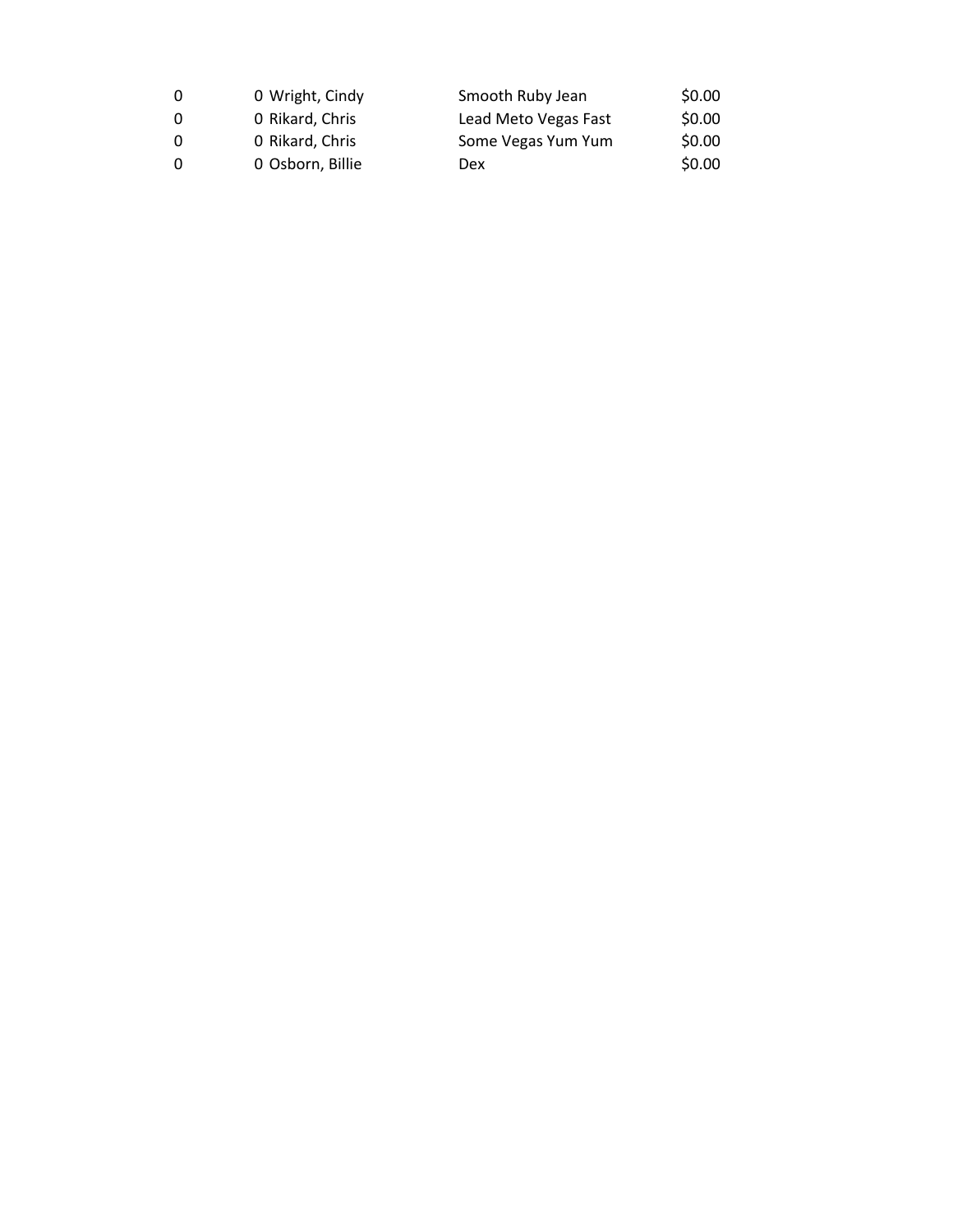| | | | | |
|---|---|---|---|---|
| 0 | 0 | Wright, Cindy | Smooth Ruby Jean | $0.00 |
| 0 | 0 | Rikard, Chris | Lead Meto Vegas Fast | $0.00 |
| 0 | 0 | Rikard, Chris | Some Vegas Yum Yum | $0.00 |
| 0 | 0 | Osborn, Billie | Dex | $0.00 |